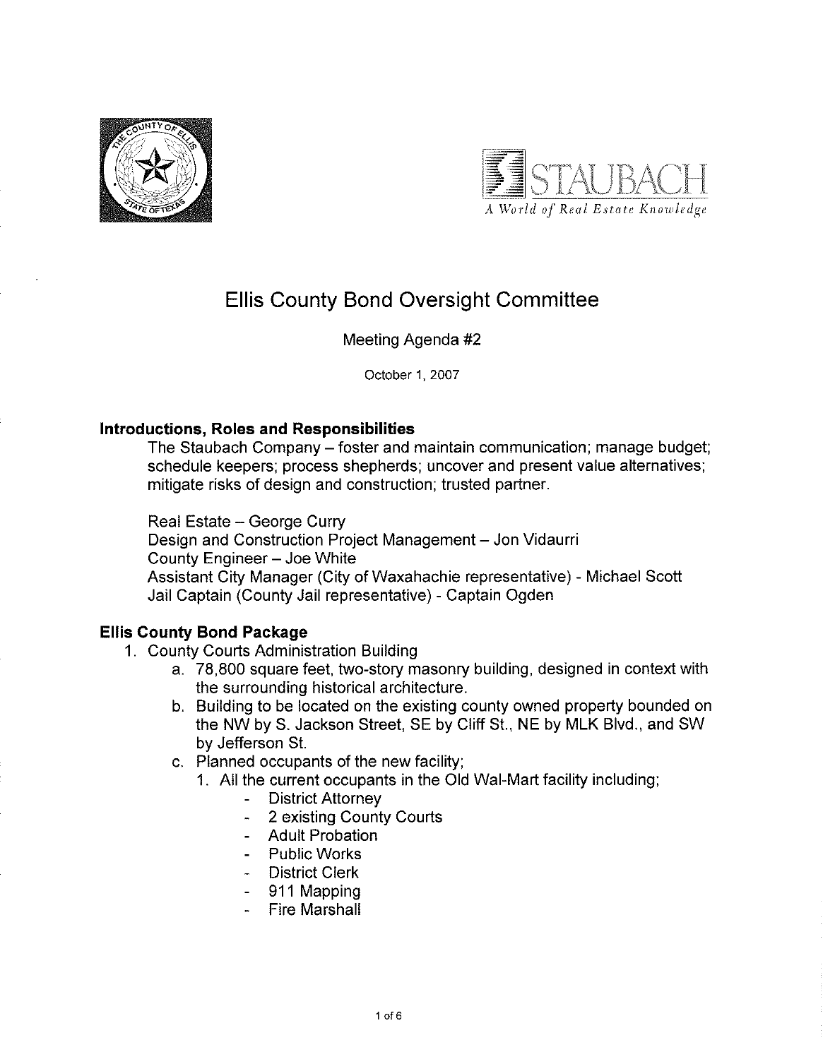# Ellis County Bond Oversight Committee

Meeting Agenda #2

October 1, 2007

## Introductions, Roles and Responsibilities

The Staubach Company – foster and maintain communication; manage budget; schedule keepers; process shepherds; uncover and present value alternatives; mitigate risks of design and construction; trusted partner.

Real Estate – George Curry
Design and Construction Project Management – Jon Vidaurri
County Engineer – Joe White
Assistant City Manager (City of Waxahachie representative) - Michael Scott
Jail Captain (County Jail representative) - Captain Ogden

## Ellis County Bond Package

1. County Courts Administration Building
   a. 78,800 square feet, two-story masonry building, designed in context with the surrounding historical architecture.
   b. Building to be located on the existing county owned property bounded on the NW by S. Jackson Street, SE by Cliff St., NE by MLK Blvd., and SW by Jefferson St.
   c. Planned occupants of the new facility;
      1. All the current occupants in the Old Wal-Mart facility including;
         - District Attorney
         - 2 existing County Courts
         - Adult Probation
         - Public Works
         - District Clerk
         - 911 Mapping
         - Fire Marshall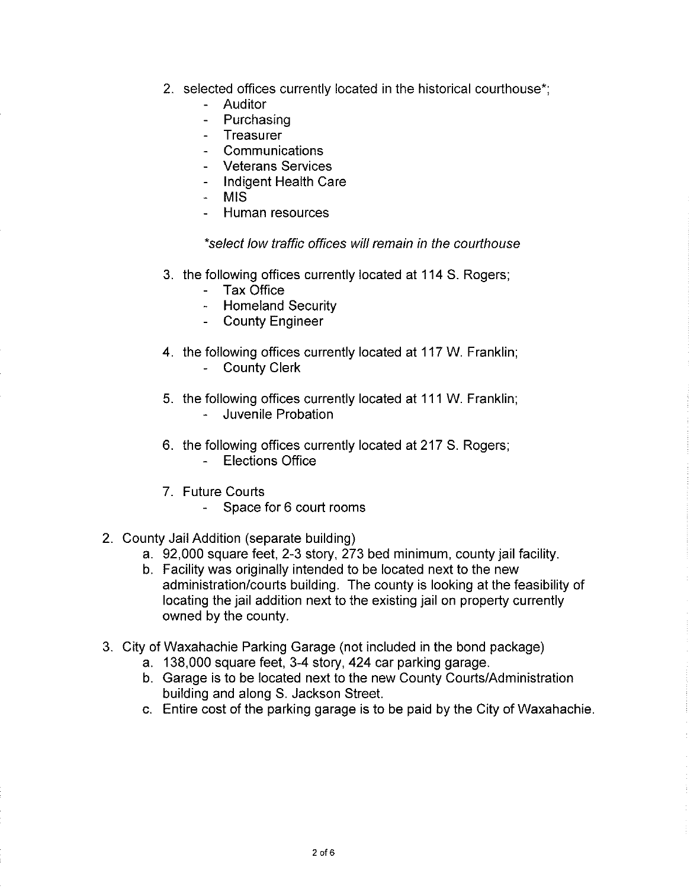2. selected offices currently located in the historical courthouse*;
    - Auditor
    - Purchasing
    - Treasurer
    - Communications
    - Veterans Services
    - Indigent Health Care
    - MIS
    - Human resources

    *\*select low traffic offices will remain in the courthouse*

3. the following offices currently located at 114 S. Rogers;
    - Tax Office
    - Homeland Security
    - County Engineer

4. the following offices currently located at 117 W. Franklin;
    - County Clerk

5. the following offices currently located at 111 W. Franklin;
    - Juvenile Probation

6. the following offices currently located at 217 S. Rogers;
    - Elections Office

7. Future Courts
    - Space for 6 court rooms

2. County Jail Addition (separate building)
    a. 92,000 square feet, 2-3 story, 273 bed minimum, county jail facility.
    b. Facility was originally intended to be located next to the new administration/courts building. The county is looking at the feasibility of locating the jail addition next to the existing jail on property currently owned by the county.

3. City of Waxahachie Parking Garage (not included in the bond package)
    a. 138,000 square feet, 3-4 story, 424 car parking garage.
    b. Garage is to be located next to the new County Courts/Administration building and along S. Jackson Street.
    c. Entire cost of the parking garage is to be paid by the City of Waxahachie.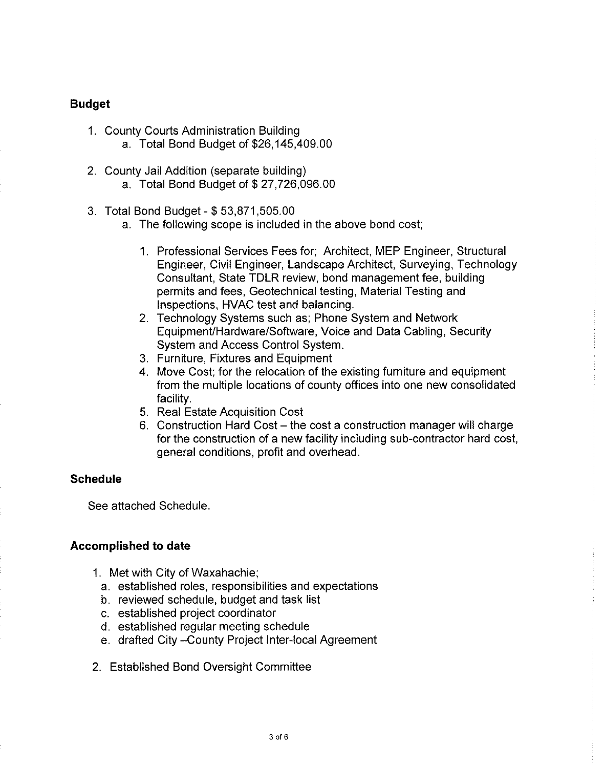## Budget

1. County Courts Administration Building
   a. Total Bond Budget of $26,145,409.00

2. County Jail Addition (separate building)
   a. Total Bond Budget of $ 27,726,096.00

3. Total Bond Budget - $ 53,871,505.00
   a. The following scope is included in the above bond cost;

      1. Professional Services Fees for; Architect, MEP Engineer, Structural Engineer, Civil Engineer, Landscape Architect, Surveying, Technology Consultant, State TDLR review, bond management fee, building permits and fees, Geotechnical testing, Material Testing and Inspections, HVAC test and balancing.
      2. Technology Systems such as; Phone System and Network Equipment/Hardware/Software, Voice and Data Cabling, Security System and Access Control System.
      3. Furniture, Fixtures and Equipment
      4. Move Cost; for the relocation of the existing furniture and equipment from the multiple locations of county offices into one new consolidated facility.
      5. Real Estate Acquisition Cost
      6. Construction Hard Cost – the cost a construction manager will charge for the construction of a new facility including sub-contractor hard cost, general conditions, profit and overhead.

## Schedule

See attached Schedule.

## Accomplished to date

1. Met with City of Waxahachie;
   a. established roles, responsibilities and expectations
   b. reviewed schedule, budget and task list
   c. established project coordinator
   d. established regular meeting schedule
   e. drafted City –County Project Inter-local Agreement

2. Established Bond Oversight Committee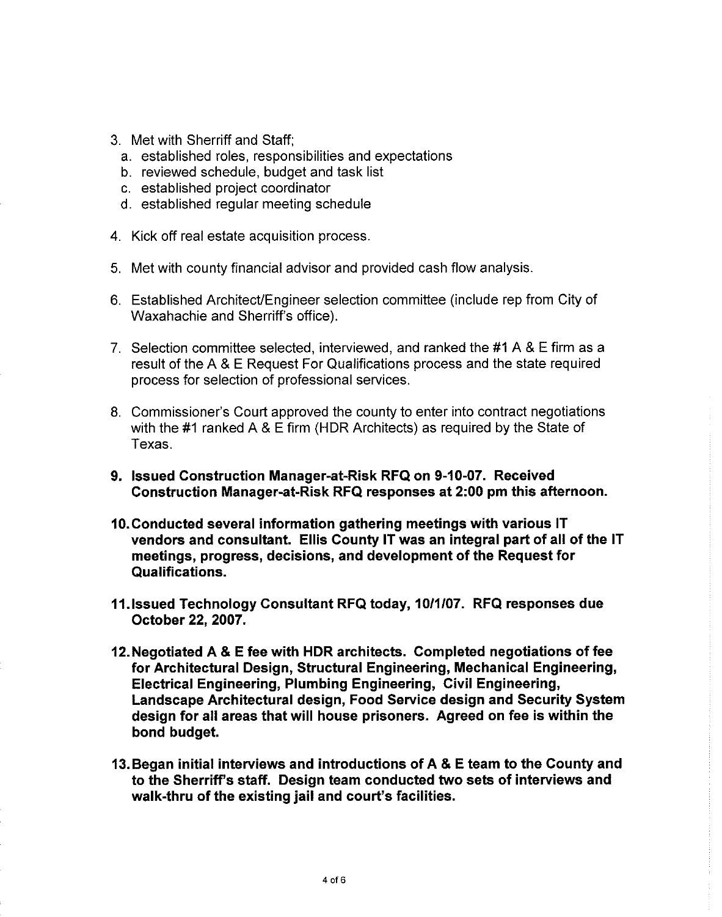3. Met with Sherriff and Staff;
   a. established roles, responsibilities and expectations
   b. reviewed schedule, budget and task list
   c. established project coordinator
   d. established regular meeting schedule

4. Kick off real estate acquisition process.

5. Met with county financial advisor and provided cash flow analysis.

6. Established Architect/Engineer selection committee (include rep from City of Waxahachie and Sherriff's office).

7. Selection committee selected, interviewed, and ranked the #1 A & E firm as a result of the A & E Request For Qualifications process and the state required process for selection of professional services.

8. Commissioner's Court approved the county to enter into contract negotiations with the #1 ranked A & E firm (HDR Architects) as required by the State of Texas.

9. **Issued Construction Manager-at-Risk RFQ on 9-10-07. Received Construction Manager-at-Risk RFQ responses at 2:00 pm this afternoon.**

10. **Conducted several information gathering meetings with various IT vendors and consultant. Ellis County IT was an integral part of all of the IT meetings, progress, decisions, and development of the Request for Qualifications.**

11. **Issued Technology Consultant RFQ today, 10/1/07. RFQ responses due October 22, 2007.**

12. **Negotiated A & E fee with HDR architects. Completed negotiations of fee for Architectural Design, Structural Engineering, Mechanical Engineering, Electrical Engineering, Plumbing Engineering, Civil Engineering, Landscape Architectural design, Food Service design and Security System design for all areas that will house prisoners. Agreed on fee is within the bond budget.**

13. **Began initial interviews and introductions of A & E team to the County and to the Sherriff's staff. Design team conducted two sets of interviews and walk-thru of the existing jail and court's facilities.**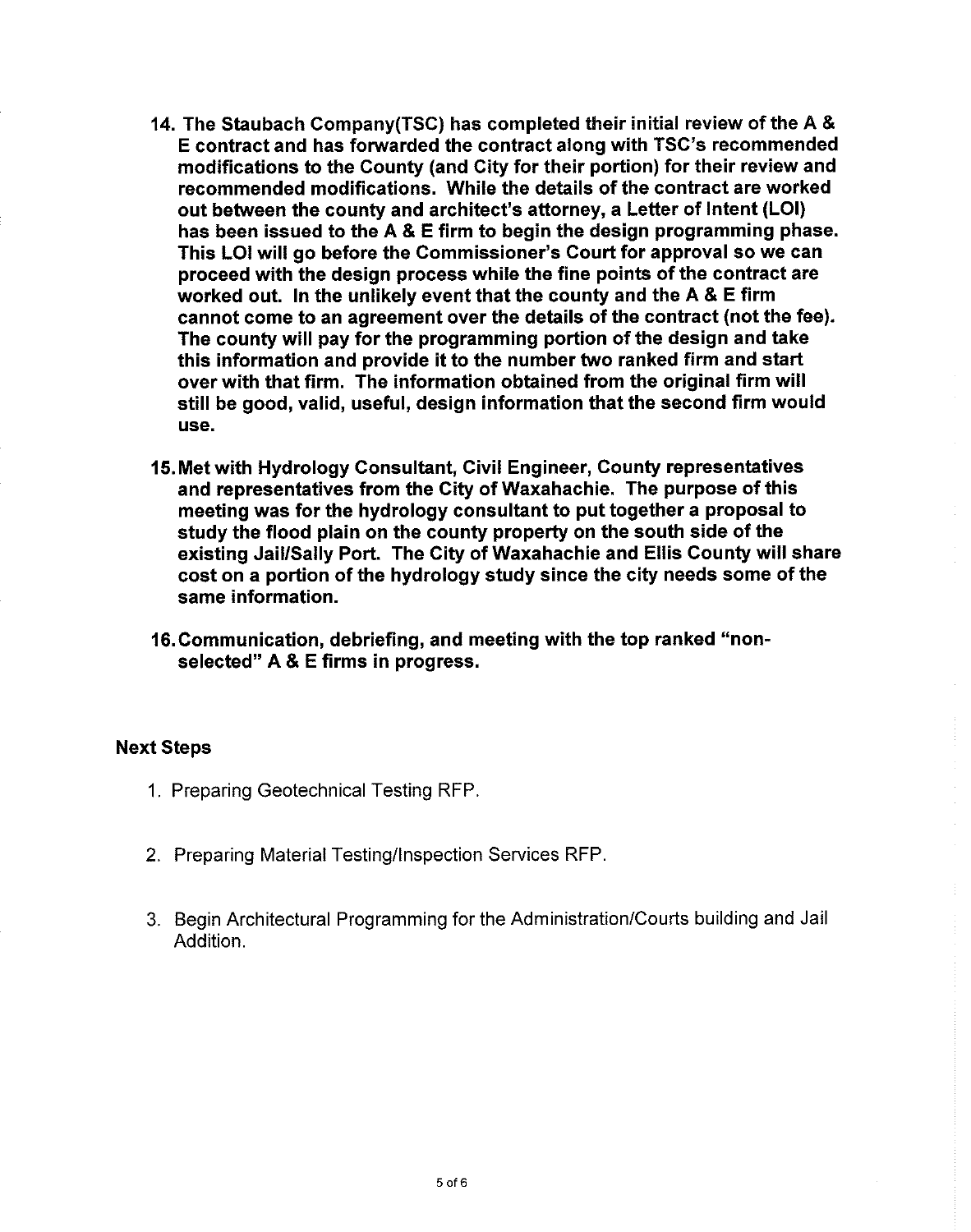14. **The Staubach Company(TSC) has completed their initial review of the A & E contract and has forwarded the contract along with TSC's recommended modifications to the County (and City for their portion) for their review and recommended modifications. While the details of the contract are worked out between the county and architect's attorney, a Letter of Intent (LOI) has been issued to the A & E firm to begin the design programming phase. This LOI will go before the Commissioner's Court for approval so we can proceed with the design process while the fine points of the contract are worked out. In the unlikely event that the county and the A & E firm cannot come to an agreement over the details of the contract (not the fee). The county will pay for the programming portion of the design and take this information and provide it to the number two ranked firm and start over with that firm. The information obtained from the original firm will still be good, valid, useful, design information that the second firm would use.**

15. **Met with Hydrology Consultant, Civil Engineer, County representatives and representatives from the City of Waxahachie. The purpose of this meeting was for the hydrology consultant to put together a proposal to study the flood plain on the county property on the south side of the existing Jail/Sally Port. The City of Waxahachie and Ellis County will share cost on a portion of the hydrology study since the city needs some of the same information.**

16. **Communication, debriefing, and meeting with the top ranked "non-selected" A & E firms in progress.**

### Next Steps

1. Preparing Geotechnical Testing RFP.

2. Preparing Material Testing/Inspection Services RFP.

3. Begin Architectural Programming for the Administration/Courts building and Jail Addition.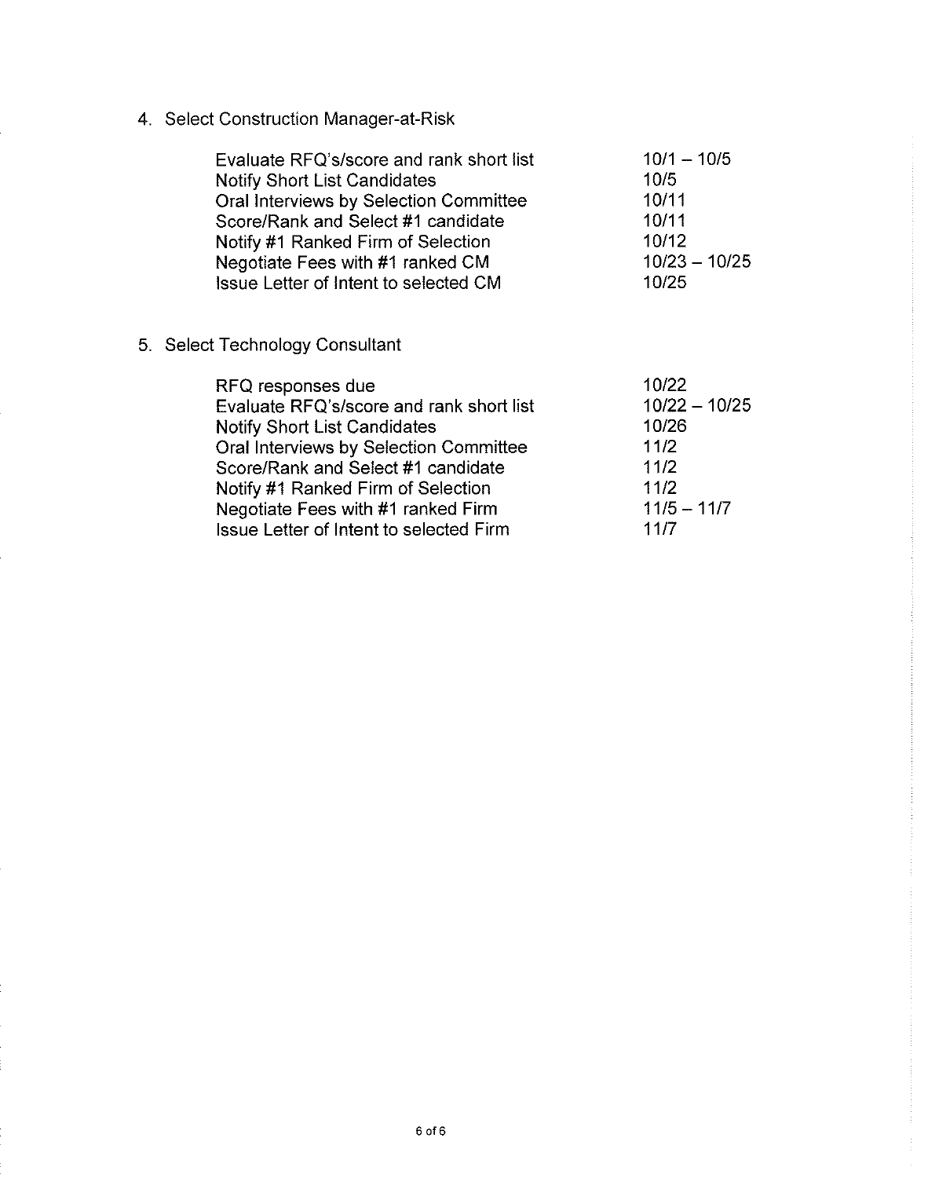4. Select Construction Manager-at-Risk

| | |
|---|---|
| Evaluate RFQ's/score and rank short list | 10/1 – 10/5 |
| Notify Short List Candidates | 10/5 |
| Oral Interviews by Selection Committee | 10/11 |
| Score/Rank and Select #1 candidate | 10/11 |
| Notify #1 Ranked Firm of Selection | 10/12 |
| Negotiate Fees with #1 ranked CM | 10/23 – 10/25 |
| Issue Letter of Intent to selected CM | 10/25 |

5. Select Technology Consultant

| | |
|---|---|
| RFQ responses due | 10/22 |
| Evaluate RFQ's/score and rank short list | 10/22 – 10/25 |
| Notify Short List Candidates | 10/26 |
| Oral Interviews by Selection Committee | 11/2 |
| Score/Rank and Select #1 candidate | 11/2 |
| Notify #1 Ranked Firm of Selection | 11/2 |
| Negotiate Fees with #1 ranked Firm | 11/5 – 11/7 |
| Issue Letter of Intent to selected Firm | 11/7 |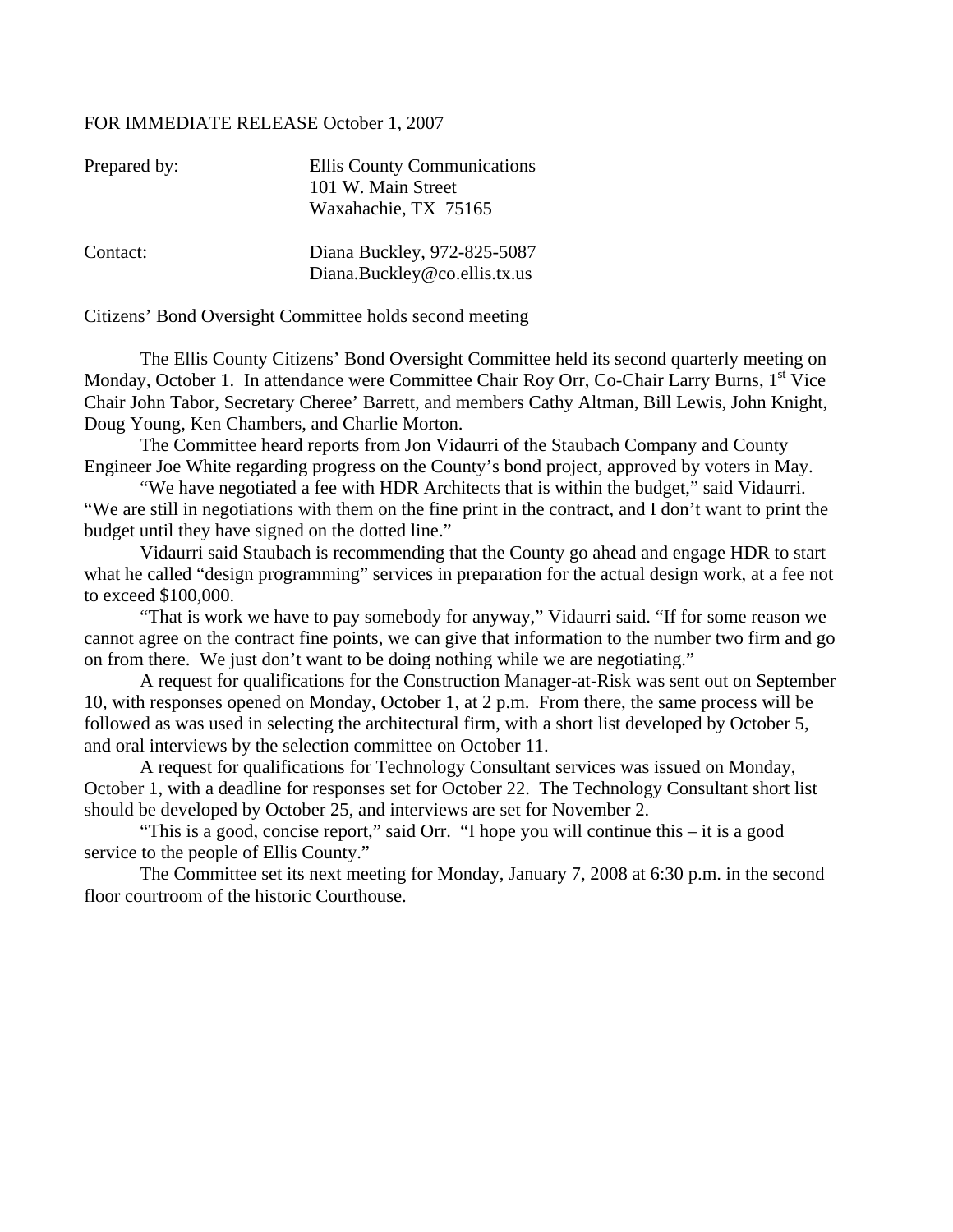FOR IMMEDIATE RELEASE October 1, 2007

Prepared by: Ellis County Communications
101 W. Main Street
Waxahachie, TX 75165

Contact: Diana Buckley, 972-825-5087
Diana.Buckley@co.ellis.tx.us

Citizens' Bond Oversight Committee holds second meeting

The Ellis County Citizens' Bond Oversight Committee held its second quarterly meeting on Monday, October 1. In attendance were Committee Chair Roy Orr, Co-Chair Larry Burns, 1st Vice Chair John Tabor, Secretary Cheree' Barrett, and members Cathy Altman, Bill Lewis, John Knight, Doug Young, Ken Chambers, and Charlie Morton.

The Committee heard reports from Jon Vidaurri of the Staubach Company and County Engineer Joe White regarding progress on the County's bond project, approved by voters in May.

"We have negotiated a fee with HDR Architects that is within the budget," said Vidaurri. "We are still in negotiations with them on the fine print in the contract, and I don't want to print the budget until they have signed on the dotted line."

Vidaurri said Staubach is recommending that the County go ahead and engage HDR to start what he called "design programming" services in preparation for the actual design work, at a fee not to exceed $100,000.

"That is work we have to pay somebody for anyway," Vidaurri said. "If for some reason we cannot agree on the contract fine points, we can give that information to the number two firm and go on from there. We just don't want to be doing nothing while we are negotiating."

A request for qualifications for the Construction Manager-at-Risk was sent out on September 10, with responses opened on Monday, October 1, at 2 p.m. From there, the same process will be followed as was used in selecting the architectural firm, with a short list developed by October 5, and oral interviews by the selection committee on October 11.

A request for qualifications for Technology Consultant services was issued on Monday, October 1, with a deadline for responses set for October 22. The Technology Consultant short list should be developed by October 25, and interviews are set for November 2.

"This is a good, concise report," said Orr. "I hope you will continue this – it is a good service to the people of Ellis County."

The Committee set its next meeting for Monday, January 7, 2008 at 6:30 p.m. in the second floor courtroom of the historic Courthouse.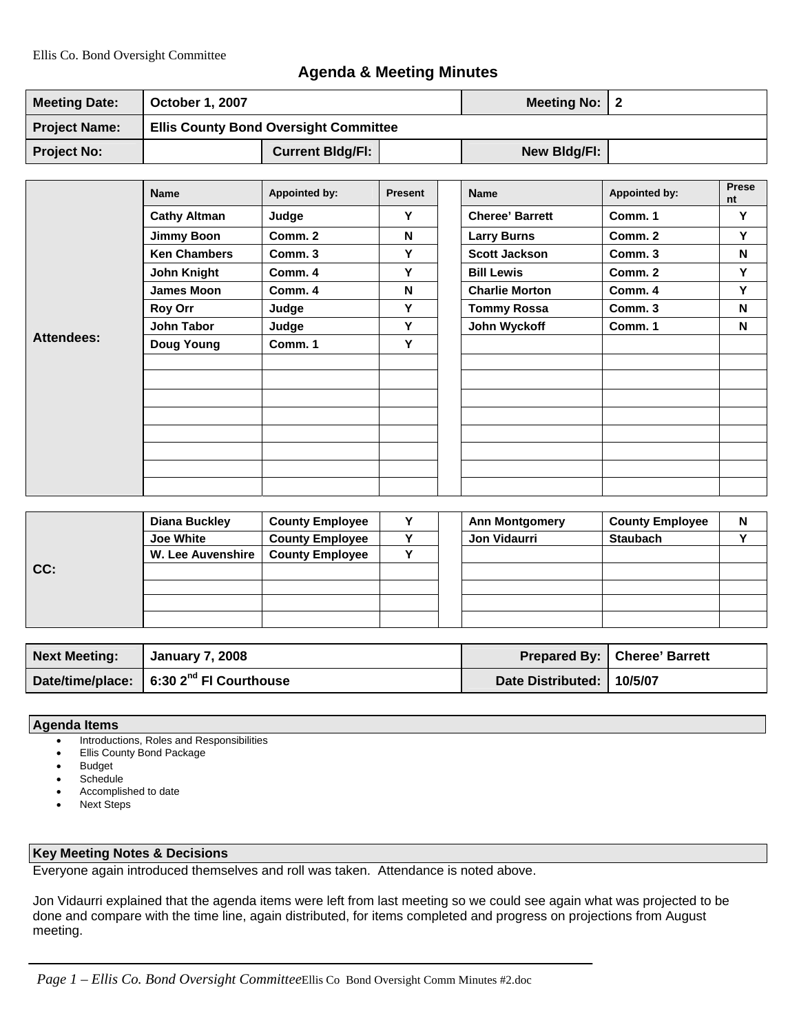Ellis Co. Bond Oversight Committee

# Agenda & Meeting Minutes

| Meeting Date: | October 1, 2007 | | | Meeting No: | 2 |
|---|---|---|---|---|---|
| Project Name: | Ellis County Bond Oversight Committee | | | | |
| Project No: | | Current Bldg/Fl: | | New Bldg/Fl: | |

**Attendees:**

| Name | Appointed by: | Present | Name | Appointed by: | Present |
|---|---|---|---|---|---|
| Cathy Altman | Judge | Y | Cheree' Barrett | Comm. 1 | Y |
| Jimmy Boon | Comm. 2 | N | Larry Burns | Comm. 2 | Y |
| Ken Chambers | Comm. 3 | Y | Scott Jackson | Comm. 3 | N |
| John Knight | Comm. 4 | Y | Bill Lewis | Comm. 2 | Y |
| James Moon | Comm. 4 | N | Charlie Morton | Comm. 4 | Y |
| Roy Orr | Judge | Y | Tommy Rossa | Comm. 3 | N |
| John Tabor | Judge | Y | John Wyckoff | Comm. 1 | N |
| Doug Young | Comm. 1 | Y | | | |

**CC:**

| Name | Role | Present | Name | Role | Present |
|---|---|---|---|---|---|
| Diana Buckley | County Employee | Y | Ann Montgomery | County Employee | N |
| Joe White | County Employee | Y | Jon Vidaurri | Staubach | Y |
| W. Lee Auvenshire | County Employee | Y | | | |

| Next Meeting: | January 7, 2008 | Prepared By: | Cheree' Barrett |
|---|---|---|---|
| Date/time/place: | 6:30 2nd Fl Courthouse | Date Distributed: | 10/5/07 |

## Agenda Items

- Introductions, Roles and Responsibilities
- Ellis County Bond Package
- Budget
- Schedule
- Accomplished to date
- Next Steps

## Key Meeting Notes & Decisions

Everyone again introduced themselves and roll was taken. Attendance is noted above.

Jon Vidaurri explained that the agenda items were left from last meeting so we could see again what was projected to be done and compare with the time line, again distributed, for items completed and progress on projections from August meeting.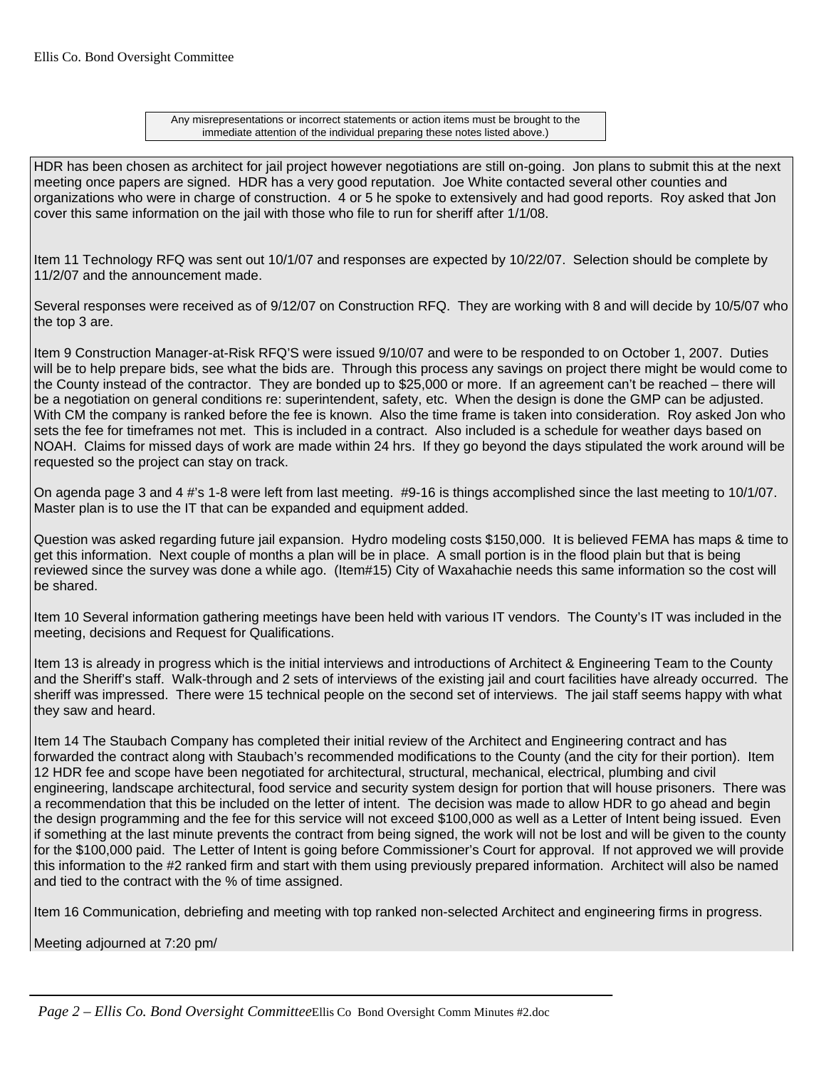Any misrepresentations or incorrect statements or action items must be brought to the immediate attention of the individual preparing these notes listed above.)

HDR has been chosen as architect for jail project however negotiations are still on-going. Jon plans to submit this at the next meeting once papers are signed. HDR has a very good reputation. Joe White contacted several other counties and organizations who were in charge of construction. 4 or 5 he spoke to extensively and had good reports. Roy asked that Jon cover this same information on the jail with those who file to run for sheriff after 1/1/08.

Item 11 Technology RFQ was sent out 10/1/07 and responses are expected by 10/22/07. Selection should be complete by 11/2/07 and the announcement made.

Several responses were received as of 9/12/07 on Construction RFQ. They are working with 8 and will decide by 10/5/07 who the top 3 are.

Item 9 Construction Manager-at-Risk RFQ'S were issued 9/10/07 and were to be responded to on October 1, 2007. Duties will be to help prepare bids, see what the bids are. Through this process any savings on project there might be would come to the County instead of the contractor. They are bonded up to $25,000 or more. If an agreement can't be reached – there will be a negotiation on general conditions re: superintendent, safety, etc. When the design is done the GMP can be adjusted. With CM the company is ranked before the fee is known. Also the time frame is taken into consideration. Roy asked Jon who sets the fee for timeframes not met. This is included in a contract. Also included is a schedule for weather days based on NOAH. Claims for missed days of work are made within 24 hrs. If they go beyond the days stipulated the work around will be requested so the project can stay on track.

On agenda page 3 and 4 #'s 1-8 were left from last meeting. #9-16 is things accomplished since the last meeting to 10/1/07. Master plan is to use the IT that can be expanded and equipment added.

Question was asked regarding future jail expansion. Hydro modeling costs $150,000. It is believed FEMA has maps & time to get this information. Next couple of months a plan will be in place. A small portion is in the flood plain but that is being reviewed since the survey was done a while ago. (Item#15) City of Waxahachie needs this same information so the cost will be shared.

Item 10 Several information gathering meetings have been held with various IT vendors. The County's IT was included in the meeting, decisions and Request for Qualifications.

Item 13 is already in progress which is the initial interviews and introductions of Architect & Engineering Team to the County and the Sheriff's staff. Walk-through and 2 sets of interviews of the existing jail and court facilities have already occurred. The sheriff was impressed. There were 15 technical people on the second set of interviews. The jail staff seems happy with what they saw and heard.

Item 14 The Staubach Company has completed their initial review of the Architect and Engineering contract and has forwarded the contract along with Staubach's recommended modifications to the County (and the city for their portion). Item 12 HDR fee and scope have been negotiated for architectural, structural, mechanical, electrical, plumbing and civil engineering, landscape architectural, food service and security system design for portion that will house prisoners. There was a recommendation that this be included on the letter of intent. The decision was made to allow HDR to go ahead and begin the design programming and the fee for this service will not exceed $100,000 as well as a Letter of Intent being issued. Even if something at the last minute prevents the contract from being signed, the work will not be lost and will be given to the county for the $100,000 paid. The Letter of Intent is going before Commissioner's Court for approval. If not approved we will provide this information to the #2 ranked firm and start with them using previously prepared information. Architect will also be named and tied to the contract with the % of time assigned.

Item 16 Communication, debriefing and meeting with top ranked non-selected Architect and engineering firms in progress.

Meeting adjourned at 7:20 pm/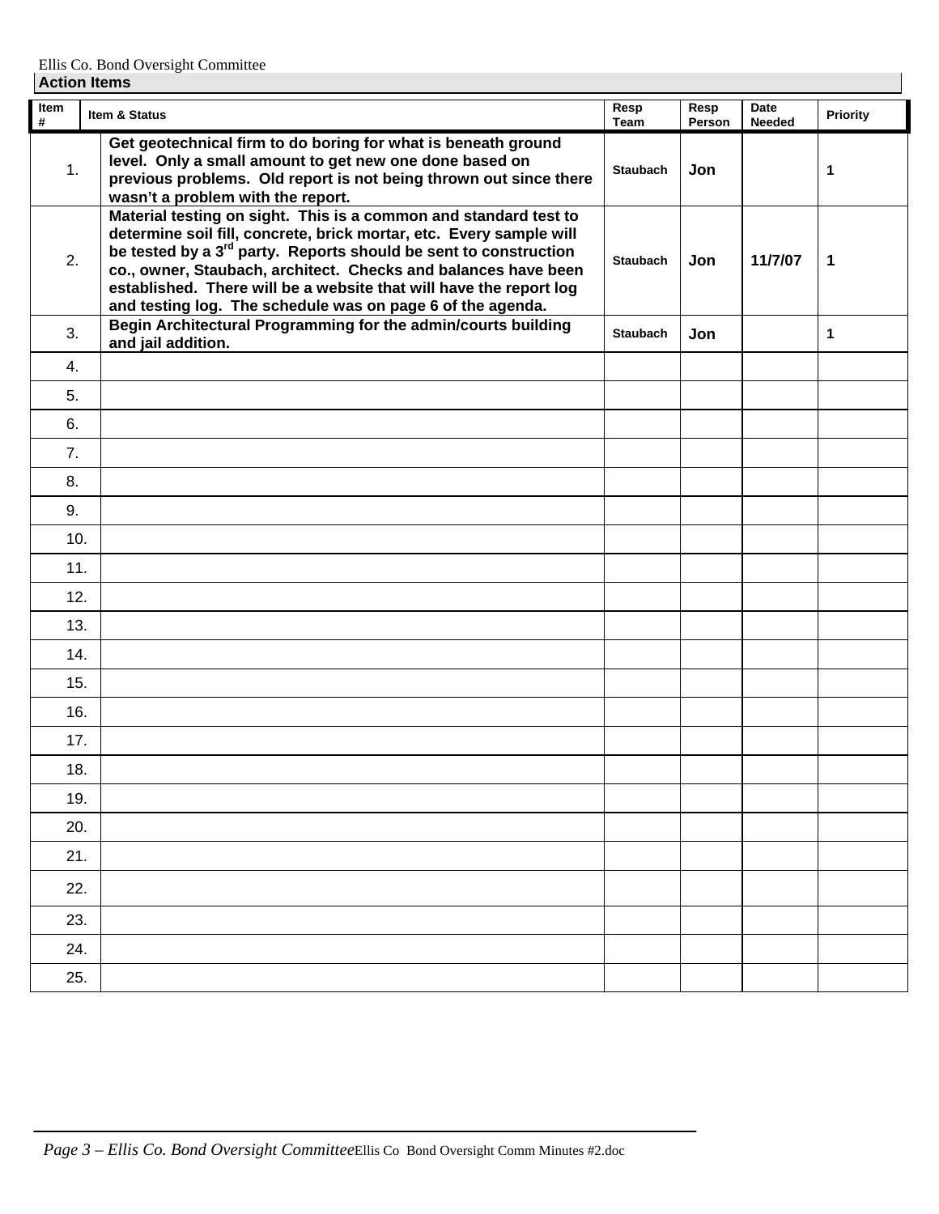Ellis Co. Bond Oversight Committee

## Action Items

| Item # | Item & Status | Resp Team | Resp Person | Date Needed | Priority |
|---|---|---|---|---|---|
| 1. | **Get geotechnical firm to do boring for what is beneath ground level. Only a small amount to get new one done based on previous problems. Old report is not being thrown out since there wasn't a problem with the report.** | **Staubach** | **Jon** | | **1** |
| 2. | **Material testing on sight. This is a common and standard test to determine soil fill, concrete, brick mortar, etc. Every sample will be tested by a 3rd party. Reports should be sent to construction co., owner, Staubach, architect. Checks and balances have been established. There will be a website that will have the report log and testing log. The schedule was on page 6 of the agenda.** | **Staubach** | **Jon** | **11/7/07** | **1** |
| 3. | **Begin Architectural Programming for the admin/courts building and jail addition.** | **Staubach** | **Jon** | | **1** |
| 4. | | | | | |
| 5. | | | | | |
| 6. | | | | | |
| 7. | | | | | |
| 8. | | | | | |
| 9. | | | | | |
| 10. | | | | | |
| 11. | | | | | |
| 12. | | | | | |
| 13. | | | | | |
| 14. | | | | | |
| 15. | | | | | |
| 16. | | | | | |
| 17. | | | | | |
| 18. | | | | | |
| 19. | | | | | |
| 20. | | | | | |
| 21. | | | | | |
| 22. | | | | | |
| 23. | | | | | |
| 24. | | | | | |
| 25. | | | | | |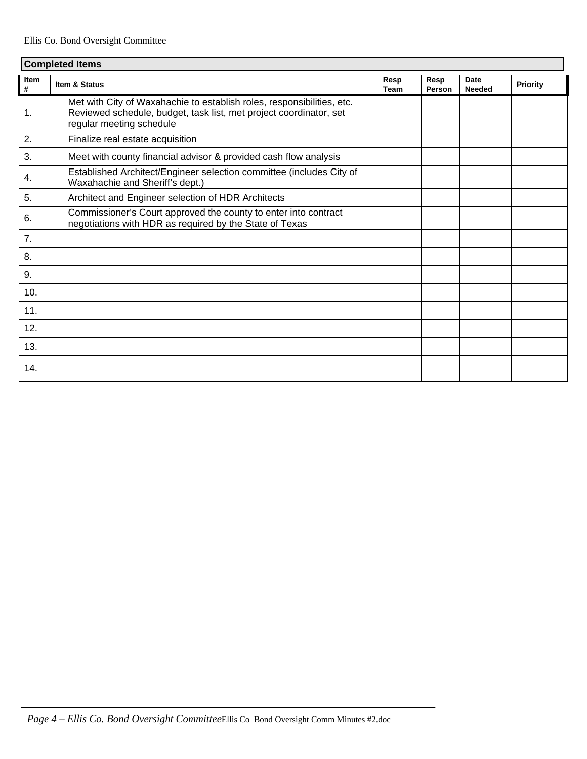## Completed Items

| Item # | Item & Status | Resp Team | Resp Person | Date Needed | Priority |
|---|---|---|---|---|---|
| 1. | Met with City of Waxahachie to establish roles, responsibilities, etc. Reviewed schedule, budget, task list, met project coordinator, set regular meeting schedule | | | | |
| 2. | Finalize real estate acquisition | | | | |
| 3. | Meet with county financial advisor & provided cash flow analysis | | | | |
| 4. | Established Architect/Engineer selection committee (includes City of Waxahachie and Sheriff's dept.) | | | | |
| 5. | Architect and Engineer selection of HDR Architects | | | | |
| 6. | Commissioner's Court approved the county to enter into contract negotiations with HDR as required by the State of Texas | | | | |
| 7. | | | | | |
| 8. | | | | | |
| 9. | | | | | |
| 10. | | | | | |
| 11. | | | | | |
| 12. | | | | | |
| 13. | | | | | |
| 14. | | | | | |